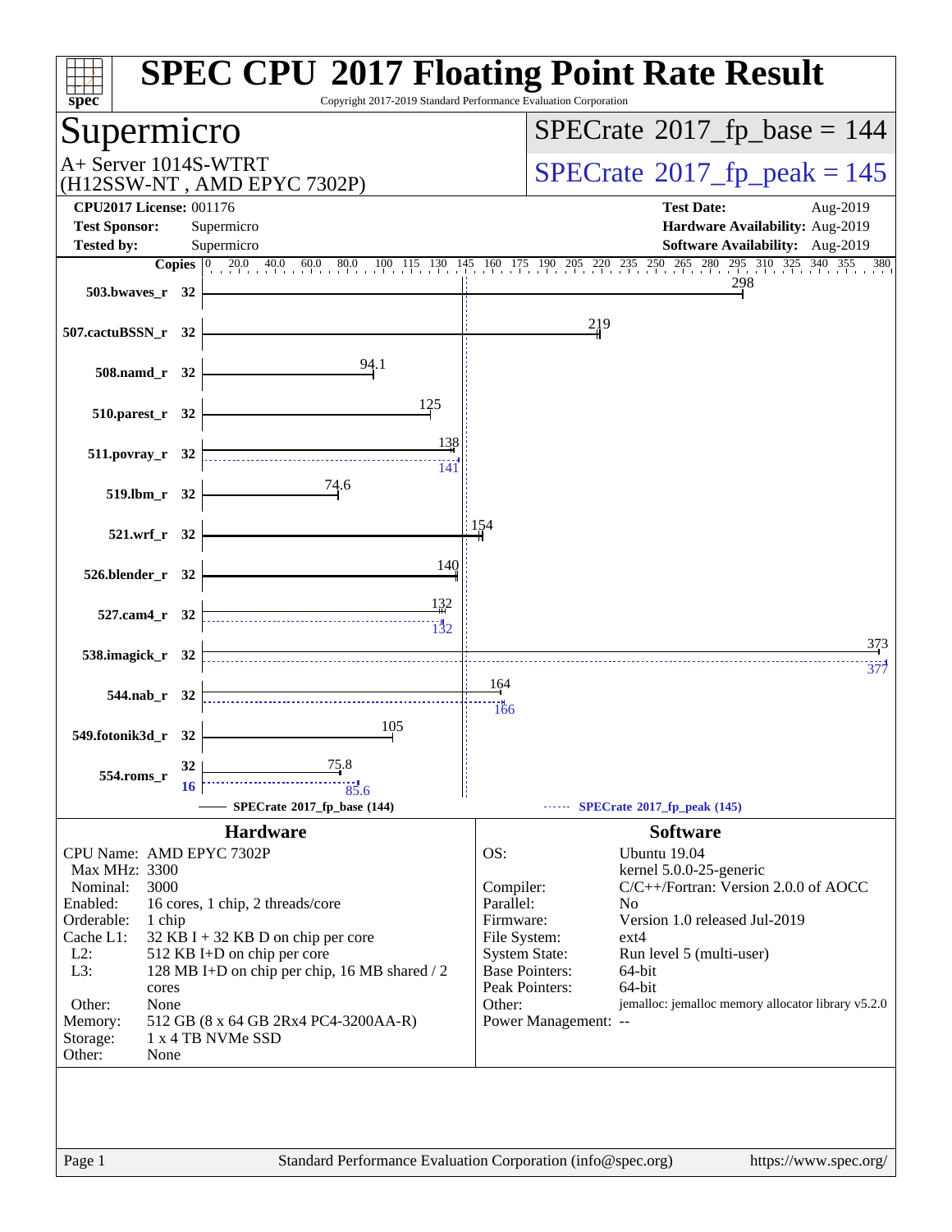# SPEC CPU 2017 Floating Point Rate Result

Copyright 2017-2019 Standard Performance Evaluation Corporation

## Supermicro

A+ Server 1014S-WTRT
(H12SSW-NT , AMD EPYC 7302P)

SPECrate 2017_fp_base = 144

SPECrate 2017_fp_peak = 145

| | | | |
|---|---|---|---|
| **CPU2017 License:** | 001176 | **Test Date:** | Aug-2019 |
| **Test Sponsor:** | Supermicro | **Hardware Availability:** | Aug-2019 |
| **Tested by:** | Supermicro | **Software Availability:** | Aug-2019 |

| Benchmark | Copies | Base | Peak |
|---|---|---|---|
| 503.bwaves_r | 32 | 298 | |
| 507.cactuBSSN_r | 32 | 219 | |
| 508.namd_r | 32 | 94.1 | |
| 510.parest_r | 32 | 125 | |
| 511.povray_r | 32 | 138 | 141 |
| 519.lbm_r | 32 | 74.6 | |
| 521.wrf_r | 32 | 154 | |
| 526.blender_r | 32 | 140 | |
| 527.cam4_r | 32 | 132 | 132 |
| 538.imagick_r | 32 | 373 | 377 |
| 544.nab_r | 32 | 164 | 166 |
| 549.fotonik3d_r | 32 | 105 | |
| 554.roms_r | 32 (base) / 16 (peak) | 75.8 | 85.6 |

SPECrate 2017_fp_base (144) — SPECrate 2017_fp_peak (145)

## Hardware

| | |
|---|---|
| CPU Name: | AMD EPYC 7302P |
| Max MHz: | 3300 |
| Nominal: | 3000 |
| Enabled: | 16 cores, 1 chip, 2 threads/core |
| Orderable: | 1 chip |
| Cache L1: | 32 KB I + 32 KB D on chip per core |
| L2: | 512 KB I+D on chip per core |
| L3: | 128 MB I+D on chip per chip, 16 MB shared / 2 cores |
| Other: | None |
| Memory: | 512 GB (8 x 64 GB 2Rx4 PC4-3200AA-R) |
| Storage: | 1 x 4 TB NVMe SSD |
| Other: | None |

## Software

| | |
|---|---|
| OS: | Ubuntu 19.04 kernel 5.0.0-25-generic |
| Compiler: | C/C++/Fortran: Version 2.0.0 of AOCC |
| Parallel: | No |
| Firmware: | Version 1.0 released Jul-2019 |
| File System: | ext4 |
| System State: | Run level 5 (multi-user) |
| Base Pointers: | 64-bit |
| Peak Pointers: | 64-bit |
| Other: | jemalloc: jemalloc memory allocator library v5.2.0 |
| Power Management: | -- |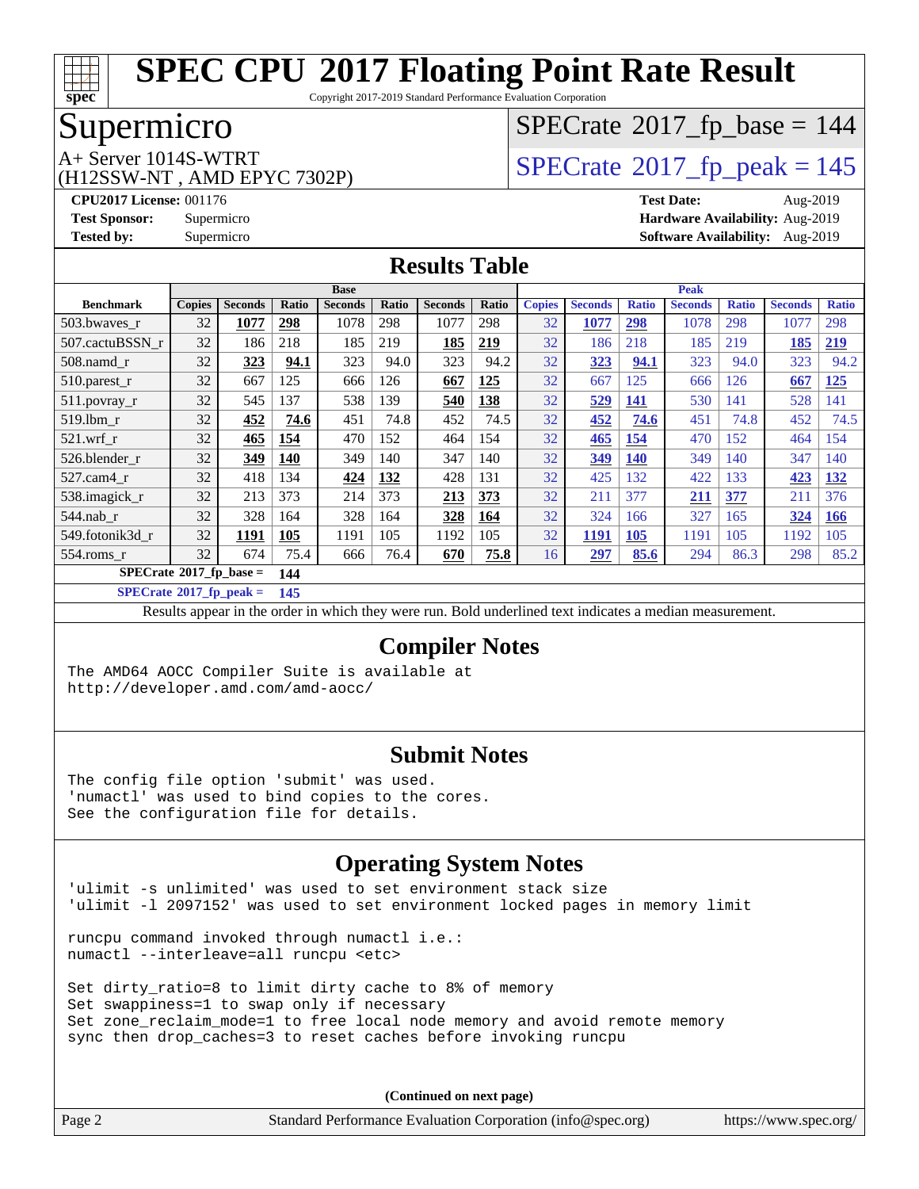# SPEC CPU 2017 Floating Point Rate Result

Copyright 2017-2019 Standard Performance Evaluation Corporation

## Supermicro

A+ Server 1014S-WTRT
(H12SSW-NT , AMD EPYC 7302P)

SPECrate 2017_fp_base = 144

SPECrate 2017_fp_peak = 145

**CPU2017 License:** 001176
**Test Sponsor:** Supermicro
**Tested by:** Supermicro

**Test Date:** Aug-2019
**Hardware Availability:** Aug-2019
**Software Availability:** Aug-2019

## Results Table

| Benchmark | Base | | | | | | | Peak | | | | | | |
|---|---|---|---|---|---|---|---|---|---|---|---|---|---|---|
| | Copies | Seconds | Ratio | Seconds | Ratio | Seconds | Ratio | Copies | Seconds | Ratio | Seconds | Ratio | Seconds | Ratio |
| 503.bwaves_r | 32 | **1077** | **298** | 1078 | 298 | 1077 | 298 | 32 | **1077** | **298** | 1078 | 298 | 1077 | 298 |
| 507.cactuBSSN_r | 32 | 186 | 218 | 185 | 219 | **185** | **219** | 32 | 186 | 218 | 185 | 219 | **185** | **219** |
| 508.namd_r | 32 | **323** | **94.1** | 323 | 94.0 | 323 | 94.2 | 32 | **323** | **94.1** | 323 | 94.0 | 323 | 94.2 |
| 510.parest_r | 32 | 667 | 125 | 666 | 126 | **667** | **125** | 32 | 667 | 125 | 666 | 126 | **667** | **125** |
| 511.povray_r | 32 | 545 | 137 | 538 | 139 | **540** | **138** | 32 | **529** | **141** | 530 | 141 | 528 | 141 |
| 519.lbm_r | 32 | **452** | **74.6** | 451 | 74.8 | 452 | 74.5 | 32 | **452** | **74.6** | 451 | 74.8 | 452 | 74.5 |
| 521.wrf_r | 32 | **465** | **154** | 470 | 152 | 464 | 154 | 32 | **465** | **154** | 470 | 152 | 464 | 154 |
| 526.blender_r | 32 | **349** | **140** | 349 | 140 | 347 | 140 | 32 | **349** | **140** | 349 | 140 | 347 | 140 |
| 527.cam4_r | 32 | 418 | 134 | **424** | **132** | 428 | 131 | 32 | 425 | 132 | 422 | 133 | **423** | **132** |
| 538.imagick_r | 32 | 213 | 373 | 214 | 373 | **213** | **373** | 32 | 211 | 377 | **211** | **377** | 211 | 376 |
| 544.nab_r | 32 | 328 | 164 | 328 | 164 | **328** | **164** | 32 | 324 | 166 | 327 | 165 | **324** | **166** |
| 549.fotonik3d_r | 32 | **1191** | **105** | 1191 | 105 | 1192 | 105 | 32 | **1191** | **105** | 1191 | 105 | 1192 | 105 |
| 554.roms_r | 32 | 674 | 75.4 | 666 | 76.4 | **670** | **75.8** | 16 | **297** | **85.6** | 294 | 86.3 | 298 | 85.2 |

**SPECrate 2017_fp_base = 144**

**SPECrate 2017_fp_peak = 145**

Results appear in the order in which they were run. Bold underlined text indicates a median measurement.

## Compiler Notes

```
The AMD64 AOCC Compiler Suite is available at
http://developer.amd.com/amd-aocc/
```

## Submit Notes

```
The config file option 'submit' was used.
'numactl' was used to bind copies to the cores.
See the configuration file for details.
```

## Operating System Notes

```
'ulimit -s unlimited' was used to set environment stack size
'ulimit -l 2097152' was used to set environment locked pages in memory limit

runcpu command invoked through numactl i.e.:
numactl --interleave=all runcpu <etc>

Set dirty_ratio=8 to limit dirty cache to 8% of memory
Set swappiness=1 to swap only if necessary
Set zone_reclaim_mode=1 to free local node memory and avoid remote memory
sync then drop_caches=3 to reset caches before invoking runcpu
```

**(Continued on next page)**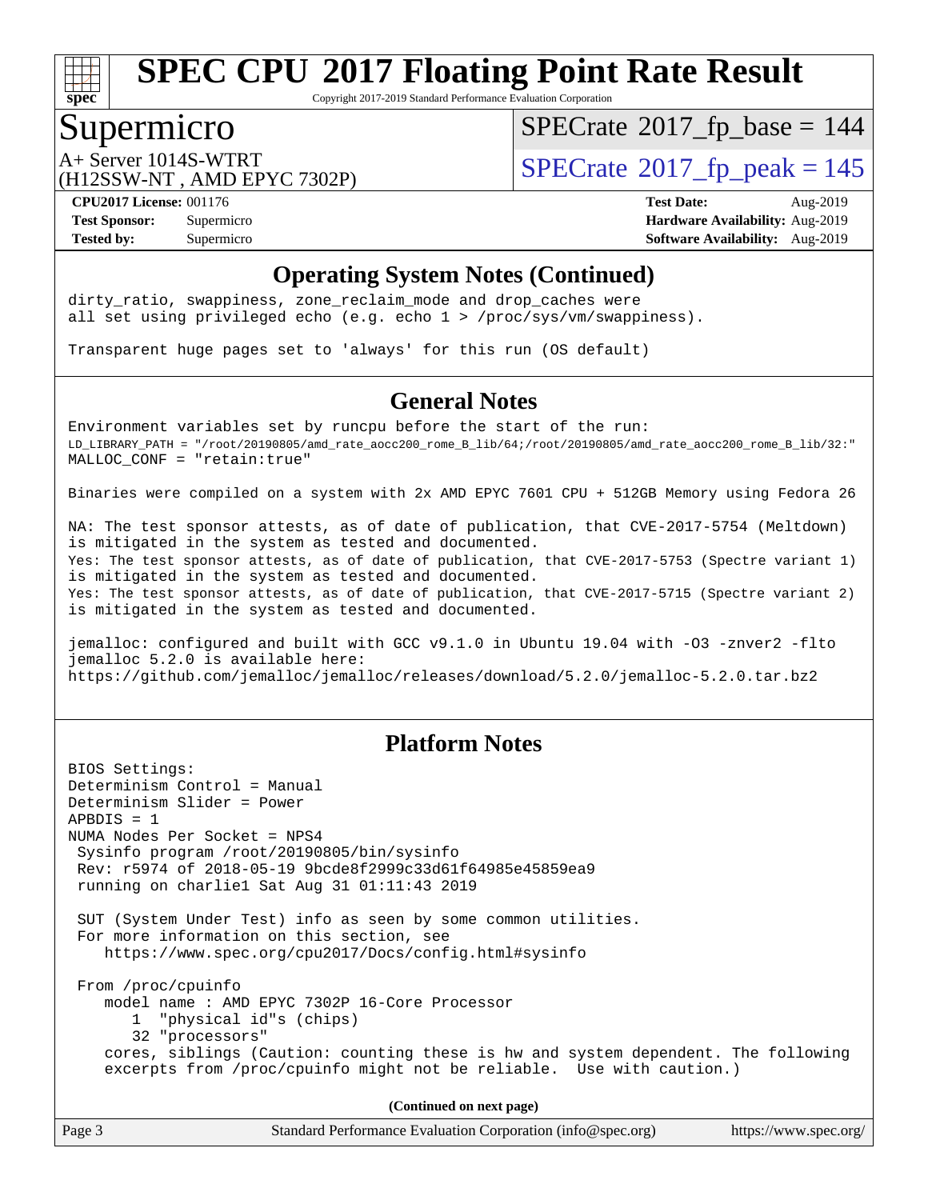# SPEC CPU 2017 Floating Point Rate Result

Copyright 2017-2019 Standard Performance Evaluation Corporation

## Supermicro

A+ Server 1014S-WTRT
(H12SSW-NT , AMD EPYC 7302P)

SPECrate 2017_fp_base = 144

SPECrate 2017_fp_peak = 145

**CPU2017 License:** 001176
**Test Sponsor:** Supermicro
**Tested by:** Supermicro

**Test Date:** Aug-2019
**Hardware Availability:** Aug-2019
**Software Availability:** Aug-2019

## Operating System Notes (Continued)

```
dirty_ratio, swappiness, zone_reclaim_mode and drop_caches were
all set using privileged echo (e.g. echo 1 > /proc/sys/vm/swappiness).

Transparent huge pages set to 'always' for this run (OS default)
```

## General Notes

```
Environment variables set by runcpu before the start of the run:
LD_LIBRARY_PATH = "/root/20190805/amd_rate_aocc200_rome_B_lib/64;/root/20190805/amd_rate_aocc200_rome_B_lib/32:"
MALLOC_CONF = "retain:true"

Binaries were compiled on a system with 2x AMD EPYC 7601 CPU + 512GB Memory using Fedora 26

NA: The test sponsor attests, as of date of publication, that CVE-2017-5754 (Meltdown)
is mitigated in the system as tested and documented.
Yes: The test sponsor attests, as of date of publication, that CVE-2017-5753 (Spectre variant 1)
is mitigated in the system as tested and documented.
Yes: The test sponsor attests, as of date of publication, that CVE-2017-5715 (Spectre variant 2)
is mitigated in the system as tested and documented.

jemalloc: configured and built with GCC v9.1.0 in Ubuntu 19.04 with -O3 -znver2 -flto
jemalloc 5.2.0 is available here:
https://github.com/jemalloc/jemalloc/releases/download/5.2.0/jemalloc-5.2.0.tar.bz2
```

## Platform Notes

```
BIOS Settings:
Determinism Control = Manual
Determinism Slider = Power
APBDIS = 1
NUMA Nodes Per Socket = NPS4
 Sysinfo program /root/20190805/bin/sysinfo
 Rev: r5974 of 2018-05-19 9bcde8f2999c33d61f64985e45859ea9
 running on charlie1 Sat Aug 31 01:11:43 2019

 SUT (System Under Test) info as seen by some common utilities.
 For more information on this section, see
    https://www.spec.org/cpu2017/Docs/config.html#sysinfo

 From /proc/cpuinfo
    model name : AMD EPYC 7302P 16-Core Processor
       1  "physical id"s (chips)
       32 "processors"
    cores, siblings (Caution: counting these is hw and system dependent. The following
    excerpts from /proc/cpuinfo might not be reliable.  Use with caution.)
```

(Continued on next page)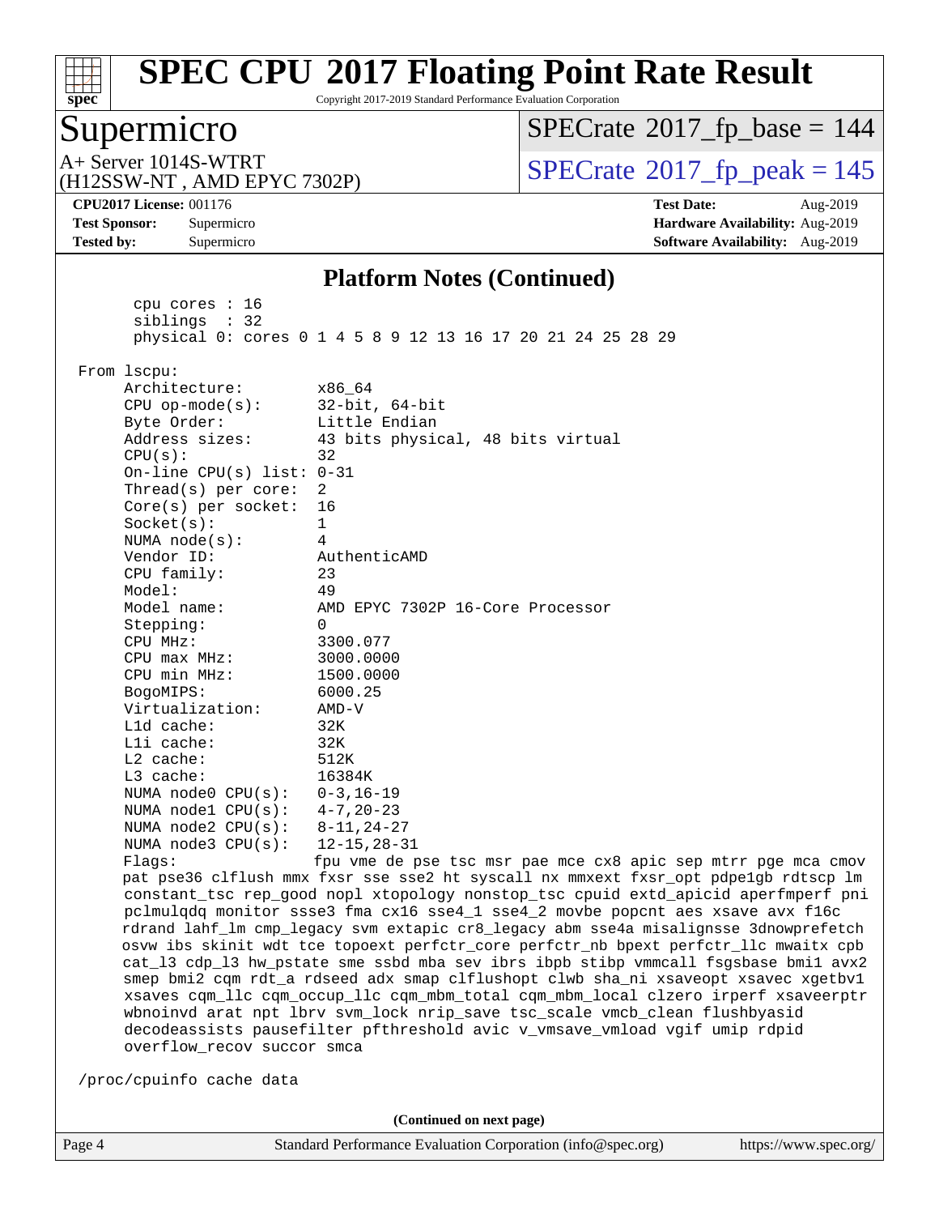## Platform Notes (Continued)

```
       cpu cores : 16
       siblings  : 32
       physical 0: cores 0 1 4 5 8 9 12 13 16 17 20 21 24 25 28 29

 From lscpu:
      Architecture:        x86_64
      CPU op-mode(s):      32-bit, 64-bit
      Byte Order:          Little Endian
      Address sizes:       43 bits physical, 48 bits virtual
      CPU(s):              32
      On-line CPU(s) list: 0-31
      Thread(s) per core:  2
      Core(s) per socket:  16
      Socket(s):           1
      NUMA node(s):        4
      Vendor ID:           AuthenticAMD
      CPU family:          23
      Model:               49
      Model name:          AMD EPYC 7302P 16-Core Processor
      Stepping:            0
      CPU MHz:             3300.077
      CPU max MHz:         3000.0000
      CPU min MHz:         1500.0000
      BogoMIPS:            6000.25
      Virtualization:      AMD-V
      L1d cache:           32K
      L1i cache:           32K
      L2 cache:            512K
      L3 cache:            16384K
      NUMA node0 CPU(s):   0-3,16-19
      NUMA node1 CPU(s):   4-7,20-23
      NUMA node2 CPU(s):   8-11,24-27
      NUMA node3 CPU(s):   12-15,28-31
      Flags:               fpu vme de pse tsc msr pae mce cx8 apic sep mtrr pge mca cmov
      pat pse36 clflush mmx fxsr sse sse2 ht syscall nx mmxext fxsr_opt pdpe1gb rdtscp lm
      constant_tsc rep_good nopl xtopology nonstop_tsc cpuid extd_apicid aperfmperf pni
      pclmulqdq monitor ssse3 fma cx16 sse4_1 sse4_2 movbe popcnt aes xsave avx f16c
      rdrand lahf_lm cmp_legacy svm extapic cr8_legacy abm sse4a misalignsse 3dnowprefetch
      osvw ibs skinit wdt tce topoext perfctr_core perfctr_nb bpext perfctr_llc mwaitx cpb
      cat_l3 cdp_l3 hw_pstate sme ssbd mba sev ibrs ibpb stibp vmmcall fsgsbase bmi1 avx2
      smep bmi2 cqm rdt_a rdseed adx smap clflushopt clwb sha_ni xsaveopt xsavec xgetbv1
      xsaves cqm_llc cqm_occup_llc cqm_mbm_total cqm_mbm_local clzero irperf xsaveerptr
      wbnoinvd arat npt lbrv svm_lock nrip_save tsc_scale vmcb_clean flushbyasid
      decodeassists pausefilter pfthreshold avic v_vmsave_vmload vgif umip rdpid
      overflow_recov succor smca

 /proc/cpuinfo cache data
```

(Continued on next page)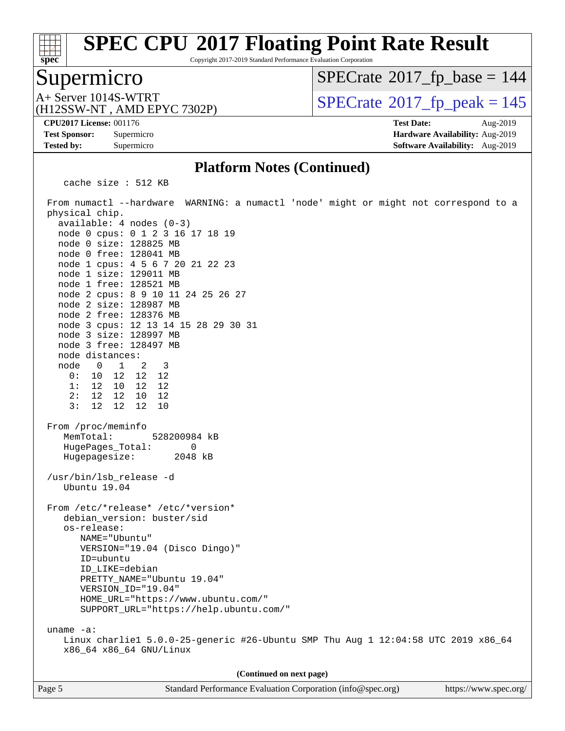## Platform Notes (Continued)

```
   cache size : 512 KB

From numactl --hardware  WARNING: a numactl 'node' might or might not correspond to a
physical chip.
  available: 4 nodes (0-3)
  node 0 cpus: 0 1 2 3 16 17 18 19
  node 0 size: 128825 MB
  node 0 free: 128041 MB
  node 1 cpus: 4 5 6 7 20 21 22 23
  node 1 size: 129011 MB
  node 1 free: 128521 MB
  node 2 cpus: 8 9 10 11 24 25 26 27
  node 2 size: 128987 MB
  node 2 free: 128376 MB
  node 3 cpus: 12 13 14 15 28 29 30 31
  node 3 size: 128997 MB
  node 3 free: 128497 MB
  node distances:
  node   0   1   2   3
    0:  10  12  12  12
    1:  12  10  12  12
    2:  12  12  10  12
    3:  12  12  12  10

From /proc/meminfo
   MemTotal:       528200984 kB
   HugePages_Total:       0
   Hugepagesize:       2048 kB

/usr/bin/lsb_release -d
   Ubuntu 19.04

From /etc/*release* /etc/*version*
   debian_version: buster/sid
   os-release:
      NAME="Ubuntu"
      VERSION="19.04 (Disco Dingo)"
      ID=ubuntu
      ID_LIKE=debian
      PRETTY_NAME="Ubuntu 19.04"
      VERSION_ID="19.04"
      HOME_URL="https://www.ubuntu.com/"
      SUPPORT_URL="https://help.ubuntu.com/"

uname -a:
   Linux charlie1 5.0.0-25-generic #26-Ubuntu SMP Thu Aug 1 12:04:58 UTC 2019 x86_64
   x86_64 x86_64 GNU/Linux
```

(Continued on next page)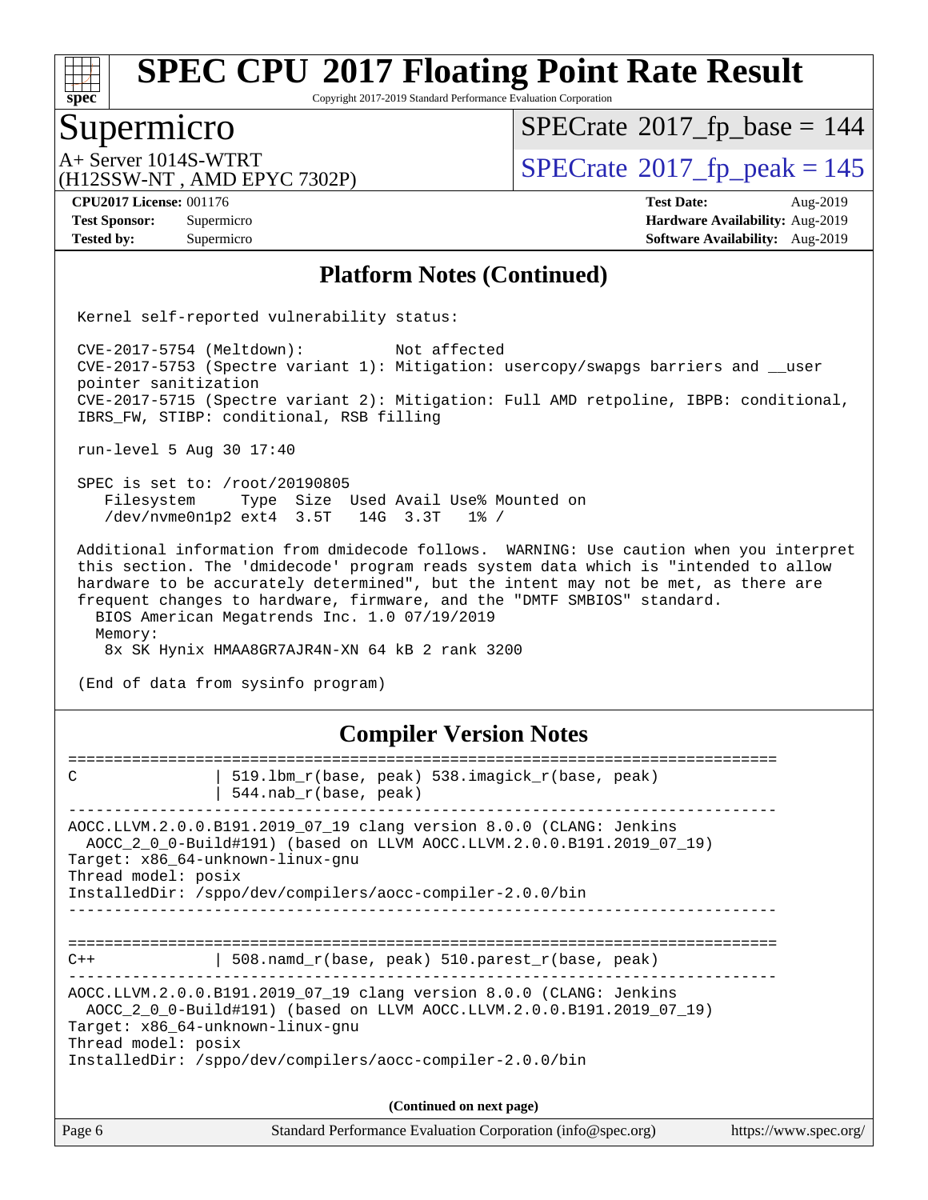# SPEC CPU 2017 Floating Point Rate Result

Copyright 2017-2019 Standard Performance Evaluation Corporation

## Supermicro

A+ Server 1014S-WTRT
(H12SSW-NT , AMD EPYC 7302P)

SPECrate 2017_fp_base = 144

SPECrate 2017_fp_peak = 145

**CPU2017 License:** 001176
**Test Sponsor:** Supermicro
**Tested by:** Supermicro

**Test Date:** Aug-2019
**Hardware Availability:** Aug-2019
**Software Availability:** Aug-2019

## Platform Notes (Continued)

```
 Kernel self-reported vulnerability status:

 CVE-2017-5754 (Meltdown):          Not affected
 CVE-2017-5753 (Spectre variant 1): Mitigation: usercopy/swapgs barriers and __user
 pointer sanitization
 CVE-2017-5715 (Spectre variant 2): Mitigation: Full AMD retpoline, IBPB: conditional,
 IBRS_FW, STIBP: conditional, RSB filling

 run-level 5 Aug 30 17:40

 SPEC is set to: /root/20190805
    Filesystem     Type  Size  Used Avail Use% Mounted on
    /dev/nvme0n1p2 ext4  3.5T   14G  3.3T   1% /

 Additional information from dmidecode follows.  WARNING: Use caution when you interpret
 this section. The 'dmidecode' program reads system data which is "intended to allow
 hardware to be accurately determined", but the intent may not be met, as there are
 frequent changes to hardware, firmware, and the "DMTF SMBIOS" standard.
   BIOS American Megatrends Inc. 1.0 07/19/2019
   Memory:
    8x SK Hynix HMAA8GR7AJR4N-XN 64 kB 2 rank 3200

 (End of data from sysinfo program)
```

## Compiler Version Notes

```
==============================================================================
C               | 519.lbm_r(base, peak) 538.imagick_r(base, peak)
                | 544.nab_r(base, peak)
------------------------------------------------------------------------------
AOCC.LLVM.2.0.0.B191.2019_07_19 clang version 8.0.0 (CLANG: Jenkins
  AOCC_2_0_0-Build#191) (based on LLVM AOCC.LLVM.2.0.0.B191.2019_07_19)
Target: x86_64-unknown-linux-gnu
Thread model: posix
InstalledDir: /sppo/dev/compilers/aocc-compiler-2.0.0/bin
------------------------------------------------------------------------------

==============================================================================
C++             | 508.namd_r(base, peak) 510.parest_r(base, peak)
------------------------------------------------------------------------------
AOCC.LLVM.2.0.0.B191.2019_07_19 clang version 8.0.0 (CLANG: Jenkins
  AOCC_2_0_0-Build#191) (based on LLVM AOCC.LLVM.2.0.0.B191.2019_07_19)
Target: x86_64-unknown-linux-gnu
Thread model: posix
InstalledDir: /sppo/dev/compilers/aocc-compiler-2.0.0/bin
```

**(Continued on next page)**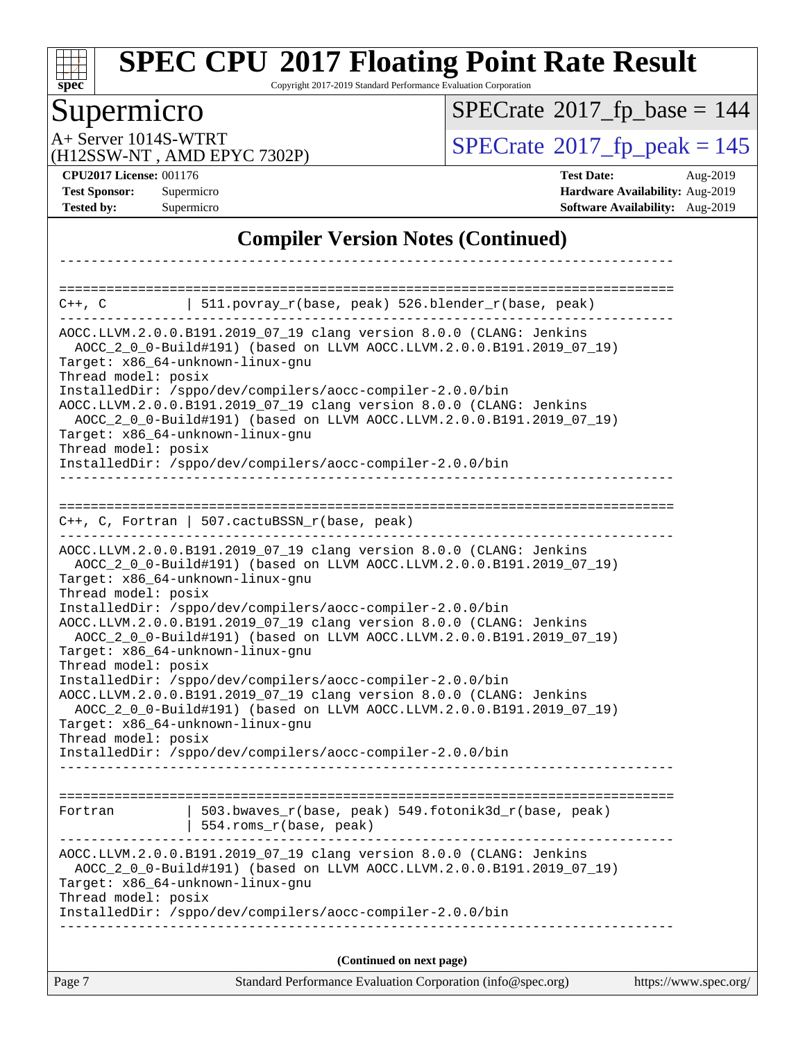# SPEC CPU 2017 Floating Point Rate Result

Copyright 2017-2019 Standard Performance Evaluation Corporation

## Supermicro

A+ Server 1014S-WTRT
(H12SSW-NT , AMD EPYC 7302P)

SPECrate 2017_fp_base = 144

SPECrate 2017_fp_peak = 145

| | | | |
|---|---|---|---|
| **CPU2017 License:** | 001176 | **Test Date:** | Aug-2019 |
| **Test Sponsor:** | Supermicro | **Hardware Availability:** | Aug-2019 |
| **Tested by:** | Supermicro | **Software Availability:** | Aug-2019 |

### Compiler Version Notes (Continued)

```
------------------------------------------------------------------------------

==============================================================================
C++, C          | 511.povray_r(base, peak) 526.blender_r(base, peak)
------------------------------------------------------------------------------
AOCC.LLVM.2.0.0.B191.2019_07_19 clang version 8.0.0 (CLANG: Jenkins
  AOCC_2_0_0-Build#191) (based on LLVM AOCC.LLVM.2.0.0.B191.2019_07_19)
Target: x86_64-unknown-linux-gnu
Thread model: posix
InstalledDir: /sppo/dev/compilers/aocc-compiler-2.0.0/bin
AOCC.LLVM.2.0.0.B191.2019_07_19 clang version 8.0.0 (CLANG: Jenkins
  AOCC_2_0_0-Build#191) (based on LLVM AOCC.LLVM.2.0.0.B191.2019_07_19)
Target: x86_64-unknown-linux-gnu
Thread model: posix
InstalledDir: /sppo/dev/compilers/aocc-compiler-2.0.0/bin
------------------------------------------------------------------------------

==============================================================================
C++, C, Fortran | 507.cactuBSSN_r(base, peak)
------------------------------------------------------------------------------
AOCC.LLVM.2.0.0.B191.2019_07_19 clang version 8.0.0 (CLANG: Jenkins
  AOCC_2_0_0-Build#191) (based on LLVM AOCC.LLVM.2.0.0.B191.2019_07_19)
Target: x86_64-unknown-linux-gnu
Thread model: posix
InstalledDir: /sppo/dev/compilers/aocc-compiler-2.0.0/bin
AOCC.LLVM.2.0.0.B191.2019_07_19 clang version 8.0.0 (CLANG: Jenkins
  AOCC_2_0_0-Build#191) (based on LLVM AOCC.LLVM.2.0.0.B191.2019_07_19)
Target: x86_64-unknown-linux-gnu
Thread model: posix
InstalledDir: /sppo/dev/compilers/aocc-compiler-2.0.0/bin
AOCC.LLVM.2.0.0.B191.2019_07_19 clang version 8.0.0 (CLANG: Jenkins
  AOCC_2_0_0-Build#191) (based on LLVM AOCC.LLVM.2.0.0.B191.2019_07_19)
Target: x86_64-unknown-linux-gnu
Thread model: posix
InstalledDir: /sppo/dev/compilers/aocc-compiler-2.0.0/bin
------------------------------------------------------------------------------

==============================================================================
Fortran         | 503.bwaves_r(base, peak) 549.fotonik3d_r(base, peak)
                | 554.roms_r(base, peak)
------------------------------------------------------------------------------
AOCC.LLVM.2.0.0.B191.2019_07_19 clang version 8.0.0 (CLANG: Jenkins
  AOCC_2_0_0-Build#191) (based on LLVM AOCC.LLVM.2.0.0.B191.2019_07_19)
Target: x86_64-unknown-linux-gnu
Thread model: posix
InstalledDir: /sppo/dev/compilers/aocc-compiler-2.0.0/bin
------------------------------------------------------------------------------
```

**(Continued on next page)**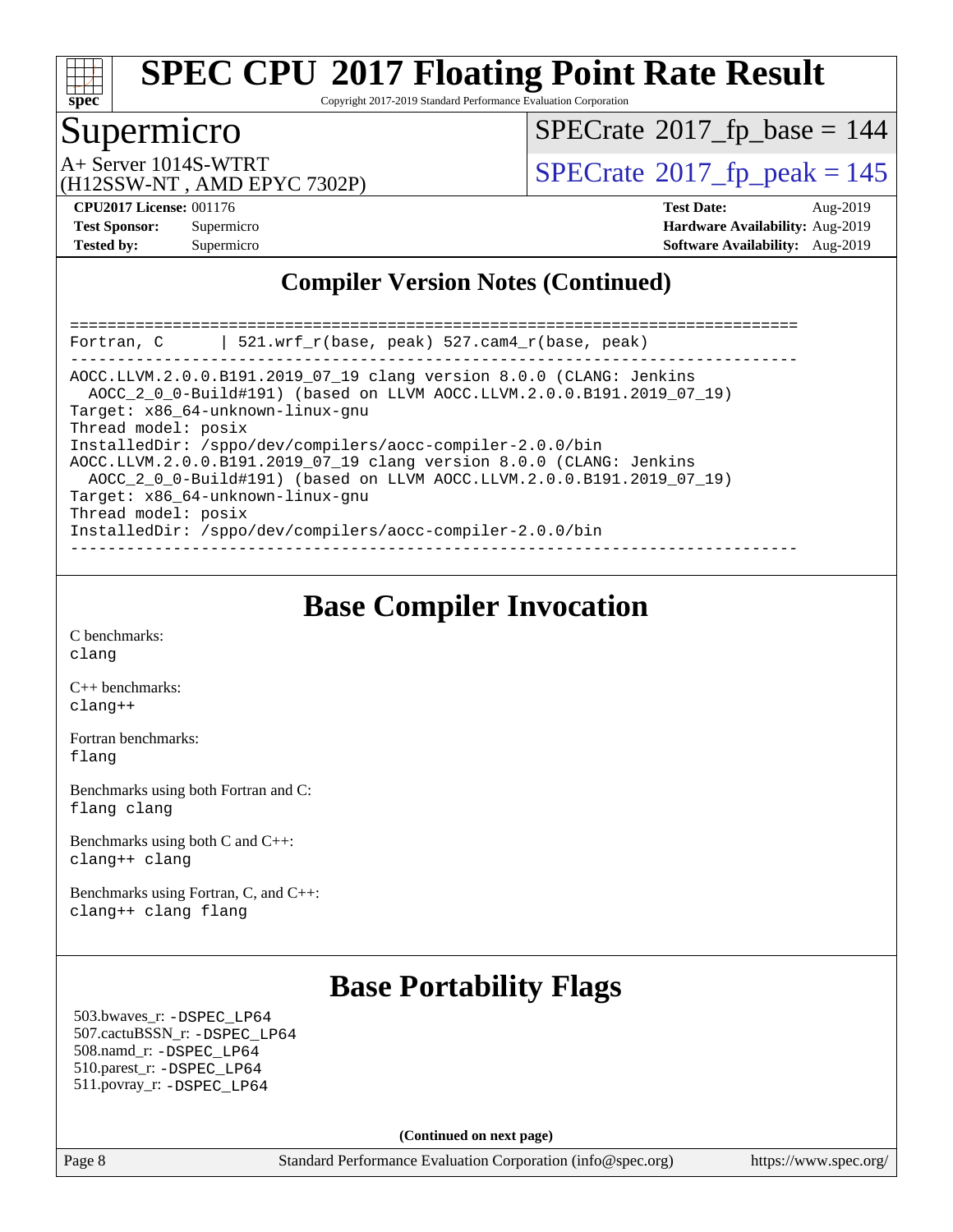# SPEC CPU 2017 Floating Point Rate Result

Copyright 2017-2019 Standard Performance Evaluation Corporation

## Supermicro

A+ Server 1014S-WTRT
(H12SSW-NT , AMD EPYC 7302P)

SPECrate 2017_fp_base = 144

SPECrate 2017_fp_peak = 145

**CPU2017 License:** 001176
**Test Sponsor:** Supermicro
**Tested by:** Supermicro

**Test Date:** Aug-2019
**Hardware Availability:** Aug-2019
**Software Availability:** Aug-2019

## Compiler Version Notes (Continued)

```
==============================================================================
Fortran, C      | 521.wrf_r(base, peak) 527.cam4_r(base, peak)
------------------------------------------------------------------------------
AOCC.LLVM.2.0.0.B191.2019_07_19 clang version 8.0.0 (CLANG: Jenkins
  AOCC_2_0_0-Build#191) (based on LLVM AOCC.LLVM.2.0.0.B191.2019_07_19)
Target: x86_64-unknown-linux-gnu
Thread model: posix
InstalledDir: /sppo/dev/compilers/aocc-compiler-2.0.0/bin
AOCC.LLVM.2.0.0.B191.2019_07_19 clang version 8.0.0 (CLANG: Jenkins
  AOCC_2_0_0-Build#191) (based on LLVM AOCC.LLVM.2.0.0.B191.2019_07_19)
Target: x86_64-unknown-linux-gnu
Thread model: posix
InstalledDir: /sppo/dev/compilers/aocc-compiler-2.0.0/bin
------------------------------------------------------------------------------
```

## Base Compiler Invocation

C benchmarks:
clang

C++ benchmarks:
clang++

Fortran benchmarks:
flang

Benchmarks using both Fortran and C:
flang clang

Benchmarks using both C and C++:
clang++ clang

Benchmarks using Fortran, C, and C++:
clang++ clang flang

## Base Portability Flags

503.bwaves_r: -DSPEC_LP64
507.cactuBSSN_r: -DSPEC_LP64
508.namd_r: -DSPEC_LP64
510.parest_r: -DSPEC_LP64
511.povray_r: -DSPEC_LP64

**(Continued on next page)**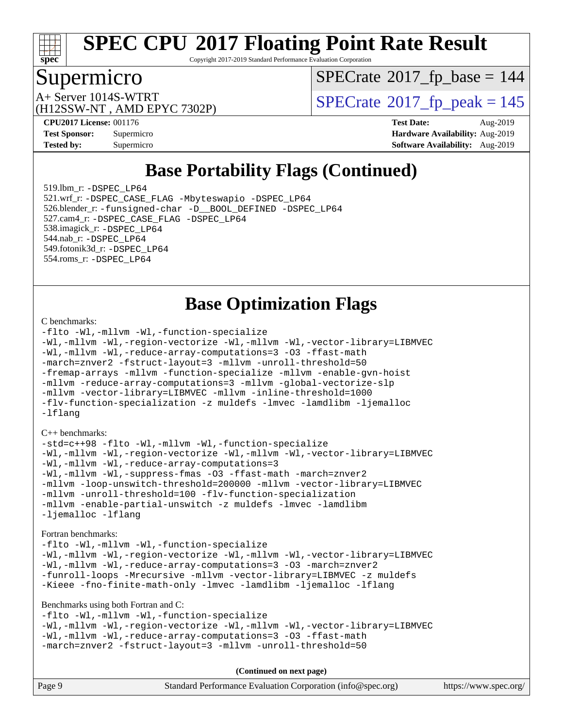# SPEC CPU 2017 Floating Point Rate Result

Copyright 2017-2019 Standard Performance Evaluation Corporation

## Supermicro

A+ Server 1014S-WTRT
(H12SSW-NT , AMD EPYC 7302P)

SPECrate 2017_fp_base = 144

SPECrate 2017_fp_peak = 145

**CPU2017 License:** 001176
**Test Sponsor:** Supermicro
**Tested by:** Supermicro

**Test Date:** Aug-2019
**Hardware Availability:** Aug-2019
**Software Availability:** Aug-2019

## Base Portability Flags (Continued)

519.lbm_r: -DSPEC_LP64
521.wrf_r: -DSPEC_CASE_FLAG -Mbyteswapio -DSPEC_LP64
526.blender_r: -funsigned-char -D__BOOL_DEFINED -DSPEC_LP64
527.cam4_r: -DSPEC_CASE_FLAG -DSPEC_LP64
538.imagick_r: -DSPEC_LP64
544.nab_r: -DSPEC_LP64
549.fotonik3d_r: -DSPEC_LP64
554.roms_r: -DSPEC_LP64

## Base Optimization Flags

C benchmarks:

```
-flto -Wl,-mllvm -Wl,-function-specialize
-Wl,-mllvm -Wl,-region-vectorize -Wl,-mllvm -Wl,-vector-library=LIBMVEC
-Wl,-mllvm -Wl,-reduce-array-computations=3 -O3 -ffast-math
-march=znver2 -fstruct-layout=3 -mllvm -unroll-threshold=50
-fremap-arrays -mllvm -function-specialize -mllvm -enable-gvn-hoist
-mllvm -reduce-array-computations=3 -mllvm -global-vectorize-slp
-mllvm -vector-library=LIBMVEC -mllvm -inline-threshold=1000
-flv-function-specialization -z muldefs -lmvec -lamdlibm -ljemalloc
-lflang
```

C++ benchmarks:

```
-std=c++98 -flto -Wl,-mllvm -Wl,-function-specialize
-Wl,-mllvm -Wl,-region-vectorize -Wl,-mllvm -Wl,-vector-library=LIBMVEC
-Wl,-mllvm -Wl,-reduce-array-computations=3
-Wl,-mllvm -Wl,-suppress-fmas -O3 -ffast-math -march=znver2
-mllvm -loop-unswitch-threshold=200000 -mllvm -vector-library=LIBMVEC
-mllvm -unroll-threshold=100 -flv-function-specialization
-mllvm -enable-partial-unswitch -z muldefs -lmvec -lamdlibm
-ljemalloc -lflang
```

Fortran benchmarks:

```
-flto -Wl,-mllvm -Wl,-function-specialize
-Wl,-mllvm -Wl,-region-vectorize -Wl,-mllvm -Wl,-vector-library=LIBMVEC
-Wl,-mllvm -Wl,-reduce-array-computations=3 -O3 -march=znver2
-funroll-loops -Mrecursive -mllvm -vector-library=LIBMVEC -z muldefs
-Kieee -fno-finite-math-only -lmvec -lamdlibm -ljemalloc -lflang
```

Benchmarks using both Fortran and C:

```
-flto -Wl,-mllvm -Wl,-function-specialize
-Wl,-mllvm -Wl,-region-vectorize -Wl,-mllvm -Wl,-vector-library=LIBMVEC
-Wl,-mllvm -Wl,-reduce-array-computations=3 -O3 -ffast-math
-march=znver2 -fstruct-layout=3 -mllvm -unroll-threshold=50
```

**(Continued on next page)**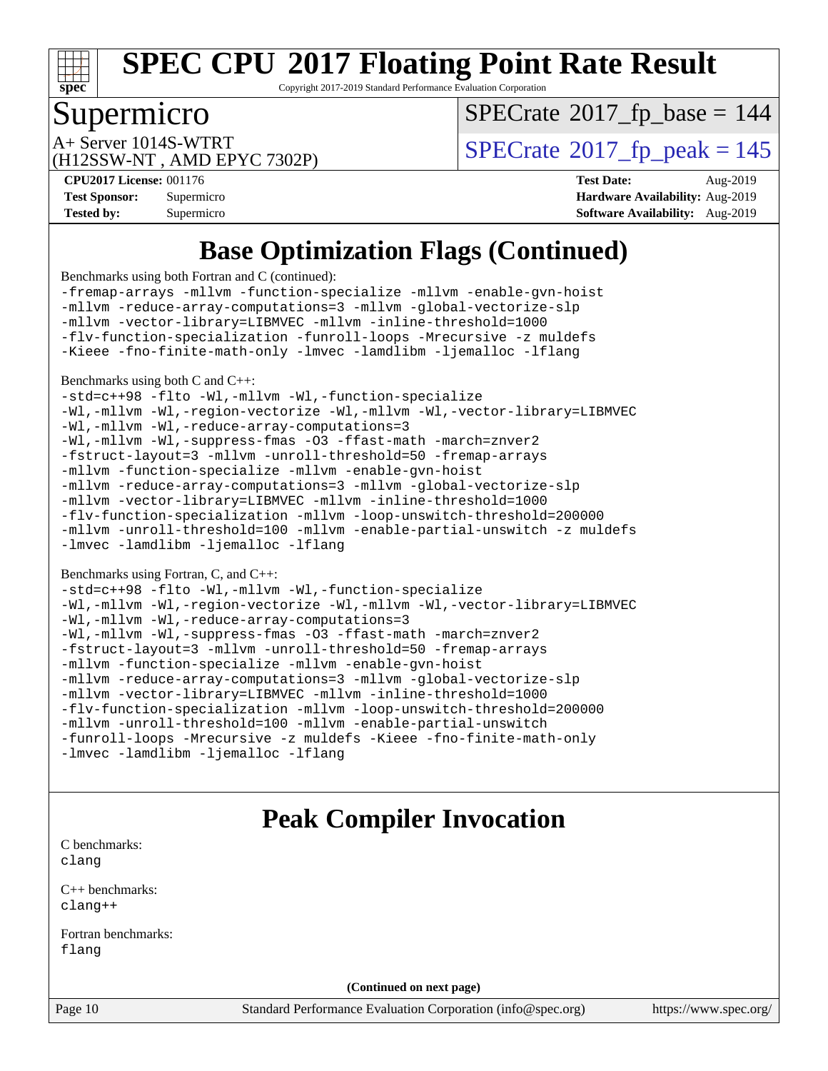# Base Optimization Flags (Continued)

Benchmarks using both Fortran and C (continued):

```
-fremap-arrays -mllvm -function-specialize -mllvm -enable-gvn-hoist
-mllvm -reduce-array-computations=3 -mllvm -global-vectorize-slp
-mllvm -vector-library=LIBMVEC -mllvm -inline-threshold=1000
-flv-function-specialization -funroll-loops -Mrecursive -z muldefs
-Kieee -fno-finite-math-only -lmvec -lamdlibm -ljemalloc -lflang
```

Benchmarks using both C and C++:

```
-std=c++98 -flto -Wl,-mllvm -Wl,-function-specialize
-Wl,-mllvm -Wl,-region-vectorize -Wl,-mllvm -Wl,-vector-library=LIBMVEC
-Wl,-mllvm -Wl,-reduce-array-computations=3
-Wl,-mllvm -Wl,-suppress-fmas -O3 -ffast-math -march=znver2
-fstruct-layout=3 -mllvm -unroll-threshold=50 -fremap-arrays
-mllvm -function-specialize -mllvm -enable-gvn-hoist
-mllvm -reduce-array-computations=3 -mllvm -global-vectorize-slp
-mllvm -vector-library=LIBMVEC -mllvm -inline-threshold=1000
-flv-function-specialization -mllvm -loop-unswitch-threshold=200000
-mllvm -unroll-threshold=100 -mllvm -enable-partial-unswitch -z muldefs
-lmvec -lamdlibm -ljemalloc -lflang
```

Benchmarks using Fortran, C, and C++:

```
-std=c++98 -flto -Wl,-mllvm -Wl,-function-specialize
-Wl,-mllvm -Wl,-region-vectorize -Wl,-mllvm -Wl,-vector-library=LIBMVEC
-Wl,-mllvm -Wl,-reduce-array-computations=3
-Wl,-mllvm -Wl,-suppress-fmas -O3 -ffast-math -march=znver2
-fstruct-layout=3 -mllvm -unroll-threshold=50 -fremap-arrays
-mllvm -function-specialize -mllvm -enable-gvn-hoist
-mllvm -reduce-array-computations=3 -mllvm -global-vectorize-slp
-mllvm -vector-library=LIBMVEC -mllvm -inline-threshold=1000
-flv-function-specialization -mllvm -loop-unswitch-threshold=200000
-mllvm -unroll-threshold=100 -mllvm -enable-partial-unswitch
-funroll-loops -Mrecursive -z muldefs -Kieee -fno-finite-math-only
-lmvec -lamdlibm -ljemalloc -lflang
```

# Peak Compiler Invocation

C benchmarks:
clang

C++ benchmarks:
clang++

Fortran benchmarks:
flang

**(Continued on next page)**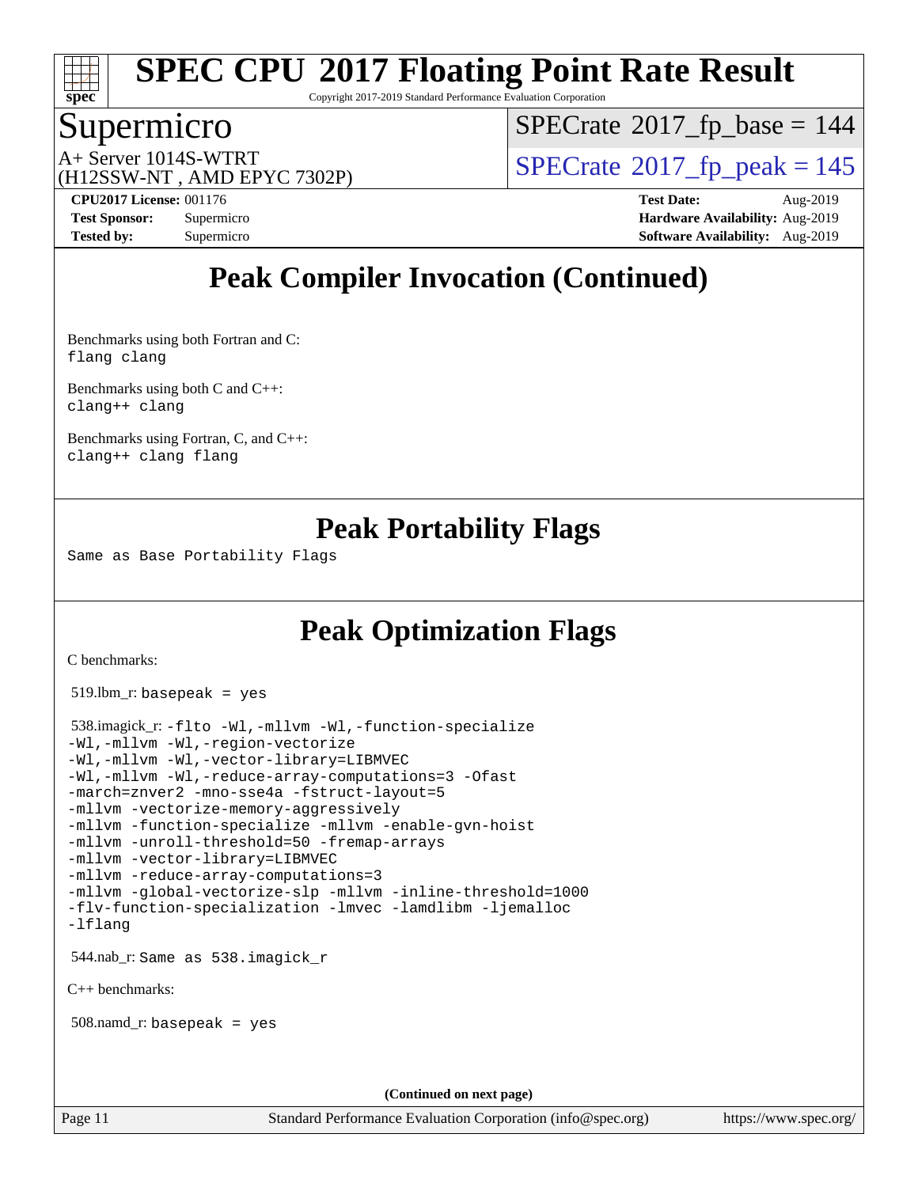# Peak Compiler Invocation (Continued)

Benchmarks using both Fortran and C:
```
flang clang
```

Benchmarks using both C and C++:
```
clang++ clang
```

Benchmarks using Fortran, C, and C++:
```
clang++ clang flang
```

# Peak Portability Flags

Same as Base Portability Flags

# Peak Optimization Flags

C benchmarks:

519.lbm_r: `basepeak = yes`

538.imagick_r:
```
-flto -Wl,-mllvm -Wl,-function-specialize
-Wl,-mllvm -Wl,-region-vectorize
-Wl,-mllvm -Wl,-vector-library=LIBMVEC
-Wl,-mllvm -Wl,-reduce-array-computations=3 -Ofast
-march=znver2 -mno-sse4a -fstruct-layout=5
-mllvm -vectorize-memory-aggressively
-mllvm -function-specialize -mllvm -enable-gvn-hoist
-mllvm -unroll-threshold=50 -fremap-arrays
-mllvm -vector-library=LIBMVEC
-mllvm -reduce-array-computations=3
-mllvm -global-vectorize-slp -mllvm -inline-threshold=1000
-flv-function-specialization -lmvec -lamdlibm -ljemalloc
-lflang
```

544.nab_r: Same as 538.imagick_r

C++ benchmarks:

508.namd_r: `basepeak = yes`

(Continued on next page)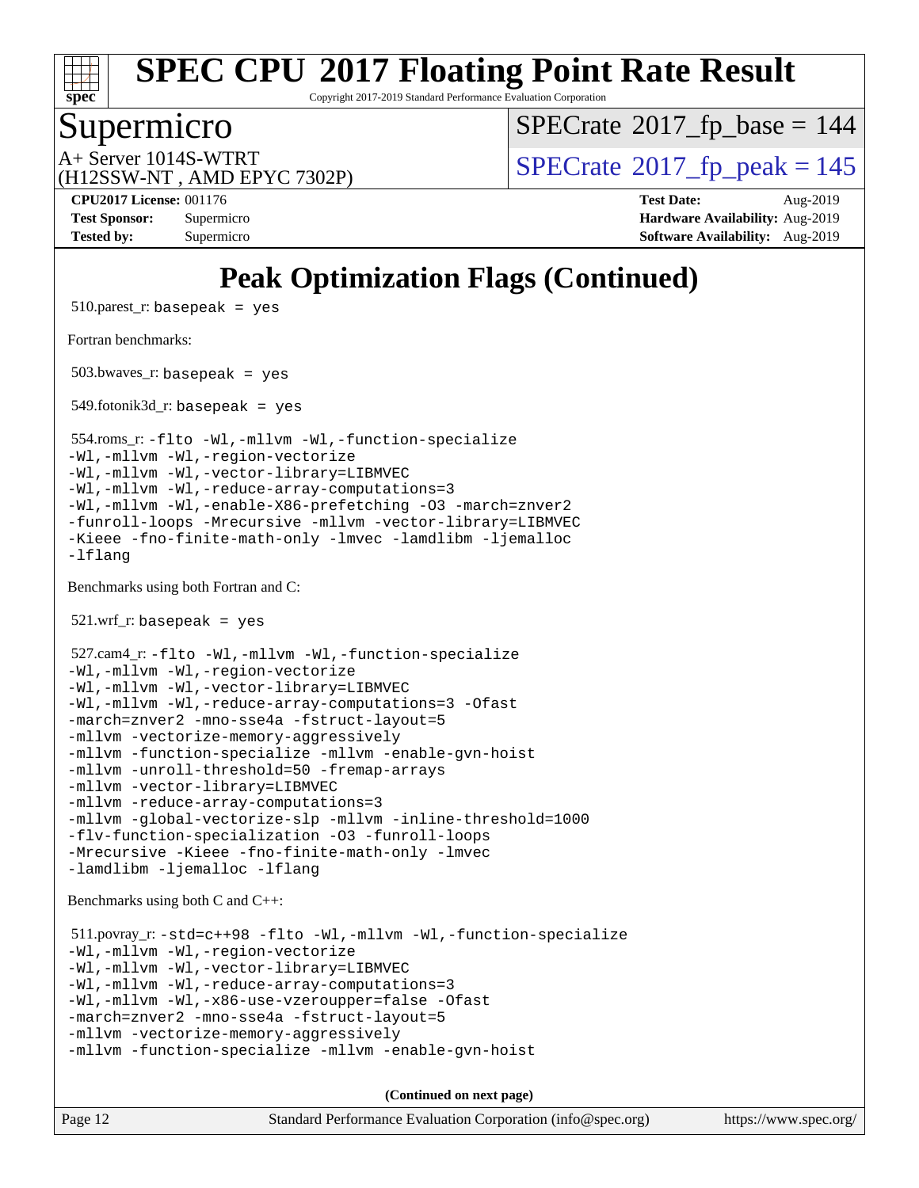# Peak Optimization Flags (Continued)

510.parest_r: basepeak = yes

Fortran benchmarks:

503.bwaves_r: basepeak = yes

549.fotonik3d_r: basepeak = yes

554.roms_r:
```
-flto -Wl,-mllvm -Wl,-function-specialize
-Wl,-mllvm -Wl,-region-vectorize
-Wl,-mllvm -Wl,-vector-library=LIBMVEC
-Wl,-mllvm -Wl,-reduce-array-computations=3
-Wl,-mllvm -Wl,-enable-X86-prefetching -O3 -march=znver2
-funroll-loops -Mrecursive -mllvm -vector-library=LIBMVEC
-Kieee -fno-finite-math-only -lmvec -lamdlibm -ljemalloc
-lflang
```

Benchmarks using both Fortran and C:

521.wrf_r: basepeak = yes

527.cam4_r:
```
-flto -Wl,-mllvm -Wl,-function-specialize
-Wl,-mllvm -Wl,-region-vectorize
-Wl,-mllvm -Wl,-vector-library=LIBMVEC
-Wl,-mllvm -Wl,-reduce-array-computations=3 -Ofast
-march=znver2 -mno-sse4a -fstruct-layout=5
-mllvm -vectorize-memory-aggressively
-mllvm -function-specialize -mllvm -enable-gvn-hoist
-mllvm -unroll-threshold=50 -fremap-arrays
-mllvm -vector-library=LIBMVEC
-mllvm -reduce-array-computations=3
-mllvm -global-vectorize-slp -mllvm -inline-threshold=1000
-flv-function-specialization -O3 -funroll-loops
-Mrecursive -Kieee -fno-finite-math-only -lmvec
-lamdlibm -ljemalloc -lflang
```

Benchmarks using both C and C++:

511.povray_r:
```
-std=c++98 -flto -Wl,-mllvm -Wl,-function-specialize
-Wl,-mllvm -Wl,-region-vectorize
-Wl,-mllvm -Wl,-vector-library=LIBMVEC
-Wl,-mllvm -Wl,-reduce-array-computations=3
-Wl,-mllvm -Wl,-x86-use-vzeroupper=false -Ofast
-march=znver2 -mno-sse4a -fstruct-layout=5
-mllvm -vectorize-memory-aggressively
-mllvm -function-specialize -mllvm -enable-gvn-hoist
```

**(Continued on next page)**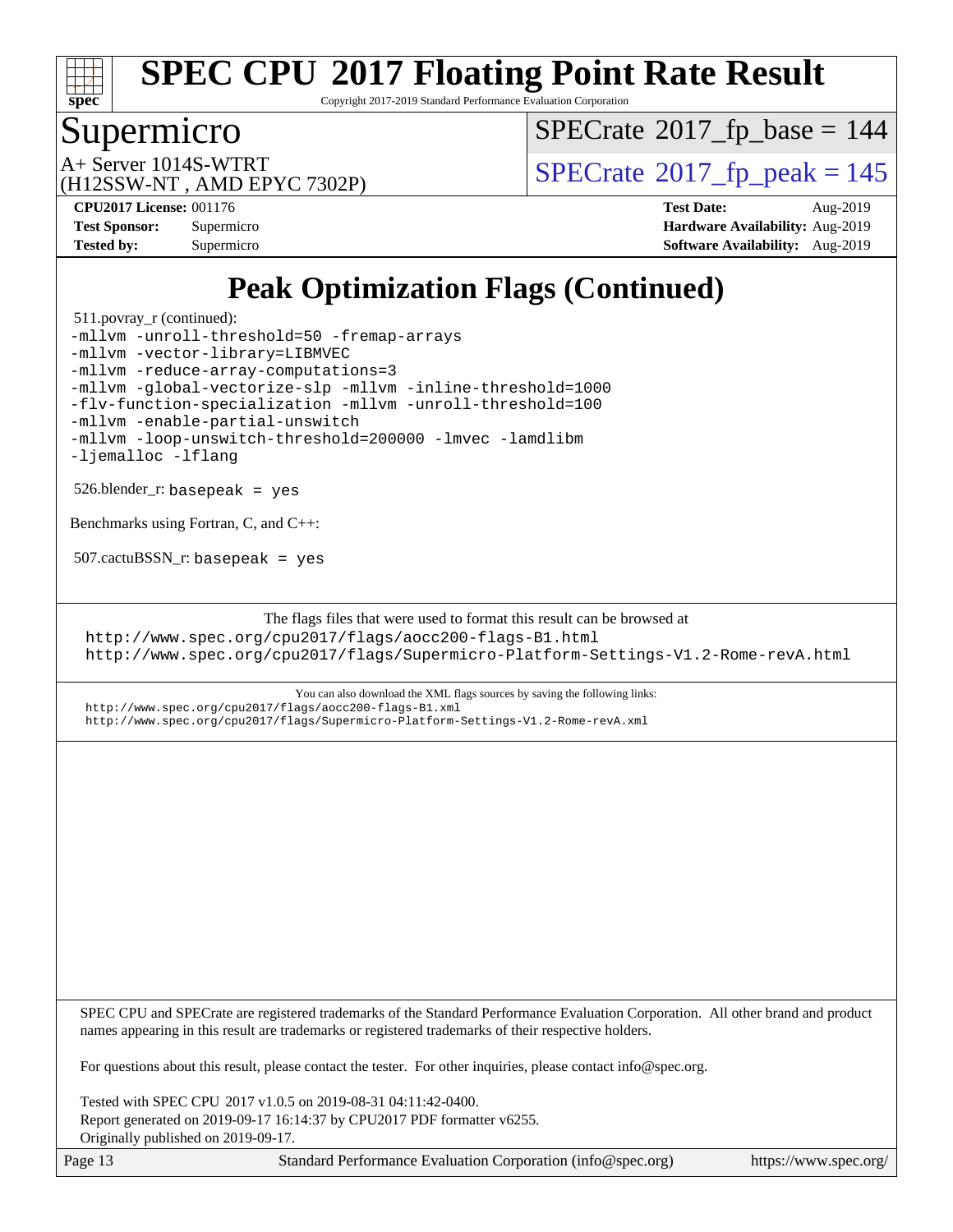# SPEC CPU 2017 Floating Point Rate Result

Copyright 2017-2019 Standard Performance Evaluation Corporation

## Supermicro

A+ Server 1014S-WTRT
(H12SSW-NT , AMD EPYC 7302P)

SPECrate 2017_fp_base = 144

SPECrate 2017_fp_peak = 145

**CPU2017 License:** 001176
**Test Sponsor:** Supermicro
**Tested by:** Supermicro

**Test Date:** Aug-2019
**Hardware Availability:** Aug-2019
**Software Availability:** Aug-2019

# Peak Optimization Flags (Continued)

511.povray_r (continued):

```
-mllvm -unroll-threshold=50 -fremap-arrays
-mllvm -vector-library=LIBMVEC
-mllvm -reduce-array-computations=3
-mllvm -global-vectorize-slp -mllvm -inline-threshold=1000
-flv-function-specialization -mllvm -unroll-threshold=100
-mllvm -enable-partial-unswitch
-mllvm -loop-unswitch-threshold=200000 -lmvec -lamdlibm
-ljemalloc -lflang
```

526.blender_r: `basepeak = yes`

Benchmarks using Fortran, C, and C++:

507.cactuBSSN_r: `basepeak = yes`

The flags files that were used to format this result can be browsed at
http://www.spec.org/cpu2017/flags/aocc200-flags-B1.html
http://www.spec.org/cpu2017/flags/Supermicro-Platform-Settings-V1.2-Rome-revA.html

You can also download the XML flags sources by saving the following links:
http://www.spec.org/cpu2017/flags/aocc200-flags-B1.xml
http://www.spec.org/cpu2017/flags/Supermicro-Platform-Settings-V1.2-Rome-revA.xml

SPEC CPU and SPECrate are registered trademarks of the Standard Performance Evaluation Corporation. All other brand and product names appearing in this result are trademarks or registered trademarks of their respective holders.

For questions about this result, please contact the tester. For other inquiries, please contact info@spec.org.

Tested with SPEC CPU 2017 v1.0.5 on 2019-08-31 04:11:42-0400.
Report generated on 2019-09-17 16:14:37 by CPU2017 PDF formatter v6255.
Originally published on 2019-09-17.